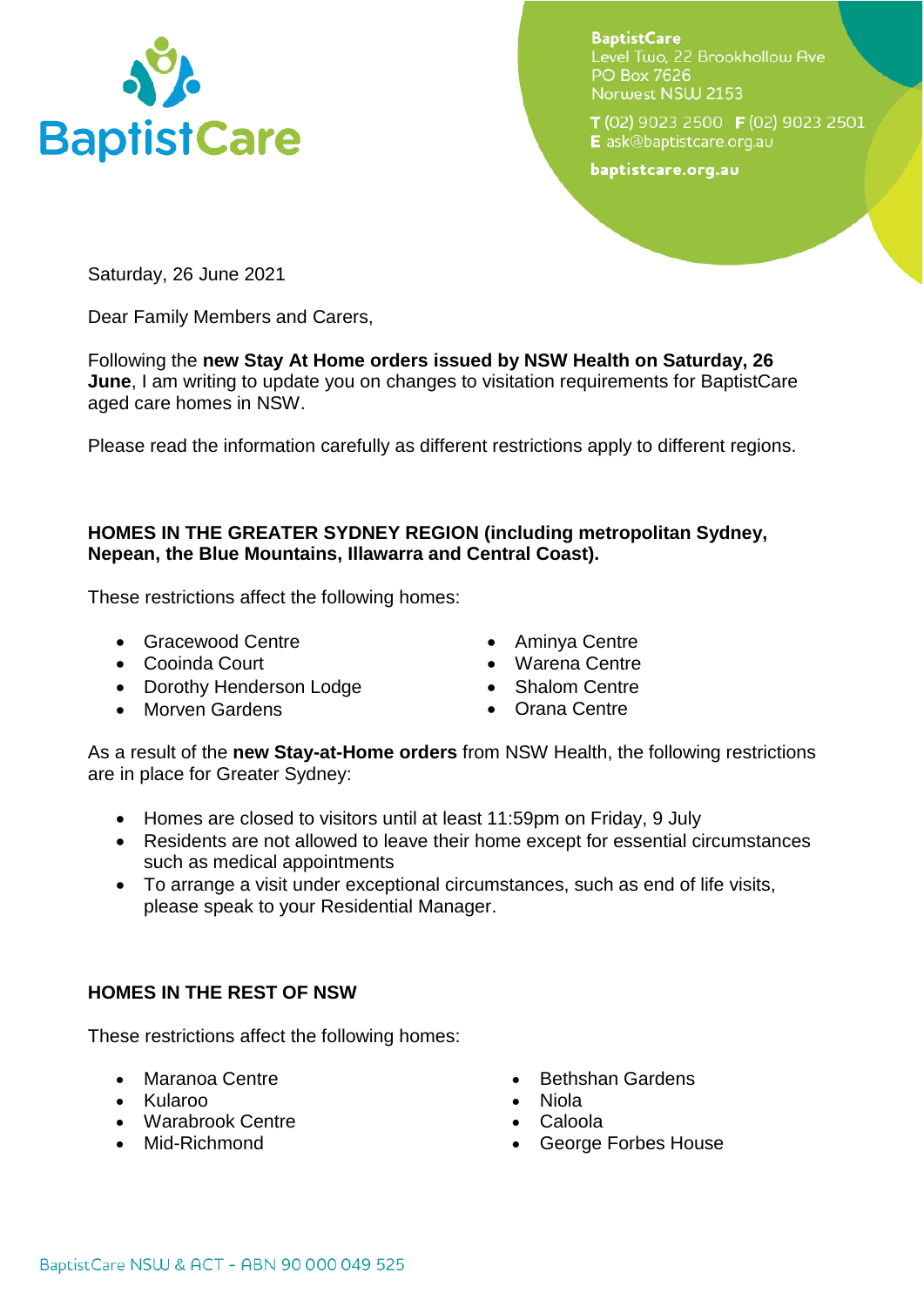BaptistCare
Level Two, 22 Brookhollow Ave
PO Box 7626
Norwest NSW 2153

T (02) 9023 2500 F (02) 9023 2501
E ask@baptistcare.org.au

baptistcare.org.au

Saturday, 26 June 2021

Dear Family Members and Carers,

Following the **new Stay At Home orders issued by NSW Health on Saturday, 26 June**, I am writing to update you on changes to visitation requirements for BaptistCare aged care homes in NSW.

Please read the information carefully as different restrictions apply to different regions.

**HOMES IN THE GREATER SYDNEY REGION (including metropolitan Sydney, Nepean, the Blue Mountains, Illawarra and Central Coast).**

These restrictions affect the following homes:

- Gracewood Centre
- Cooinda Court
- Dorothy Henderson Lodge
- Morven Gardens
- Aminya Centre
- Warena Centre
- Shalom Centre
- Orana Centre

As a result of the **new Stay-at-Home orders** from NSW Health, the following restrictions are in place for Greater Sydney:

- Homes are closed to visitors until at least 11:59pm on Friday, 9 July
- Residents are not allowed to leave their home except for essential circumstances such as medical appointments
- To arrange a visit under exceptional circumstances, such as end of life visits, please speak to your Residential Manager.

**HOMES IN THE REST OF NSW**

These restrictions affect the following homes:

- Maranoa Centre
- Kularoo
- Warabrook Centre
- Mid-Richmond
- Bethshan Gardens
- Niola
- Caloola
- George Forbes House

BaptistCare NSW & ACT - ABN 90 000 049 525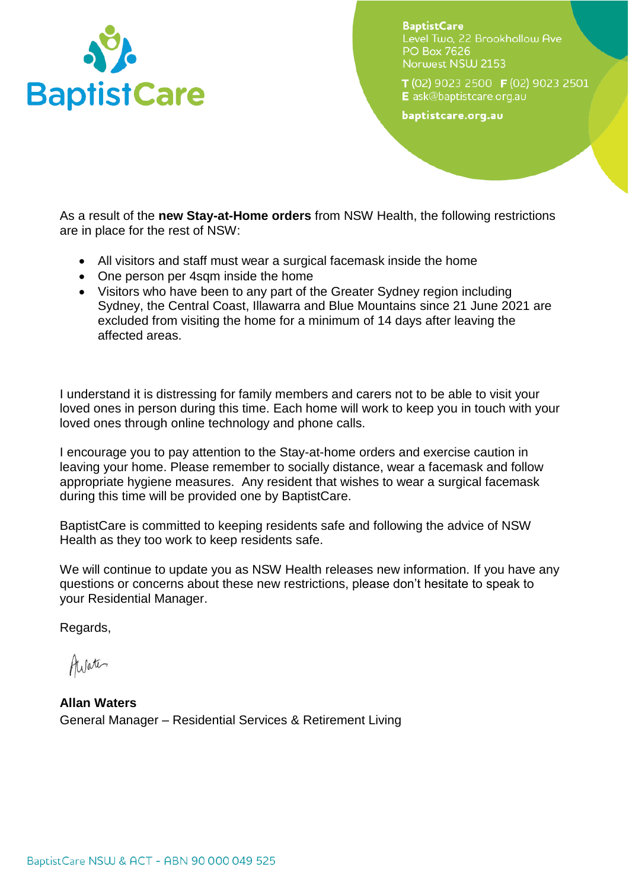BaptistCare

**BaptistCare**
Level Two, 22 Brookhollow Ave
PO Box 7626
Norwest NSW 2153

**T** (02) 9023 2500 **F** (02) 9023 2501
**E** ask@baptistcare.org.au

**baptistcare.org.au**

As a result of the **new Stay-at-Home orders** from NSW Health, the following restrictions are in place for the rest of NSW:

- All visitors and staff must wear a surgical facemask inside the home
- One person per 4sqm inside the home
- Visitors who have been to any part of the Greater Sydney region including Sydney, the Central Coast, Illawarra and Blue Mountains since 21 June 2021 are excluded from visiting the home for a minimum of 14 days after leaving the affected areas.

I understand it is distressing for family members and carers not to be able to visit your loved ones in person during this time. Each home will work to keep you in touch with your loved ones through online technology and phone calls.

I encourage you to pay attention to the Stay-at-home orders and exercise caution in leaving your home. Please remember to socially distance, wear a facemask and follow appropriate hygiene measures. Any resident that wishes to wear a surgical facemask during this time will be provided one by BaptistCare.

BaptistCare is committed to keeping residents safe and following the advice of NSW Health as they too work to keep residents safe.

We will continue to update you as NSW Health releases new information. If you have any questions or concerns about these new restrictions, please don't hesitate to speak to your Residential Manager.

Regards,

AWaters

**Allan Waters**
General Manager – Residential Services & Retirement Living

BaptistCare NSW & ACT - ABN 90 000 049 525